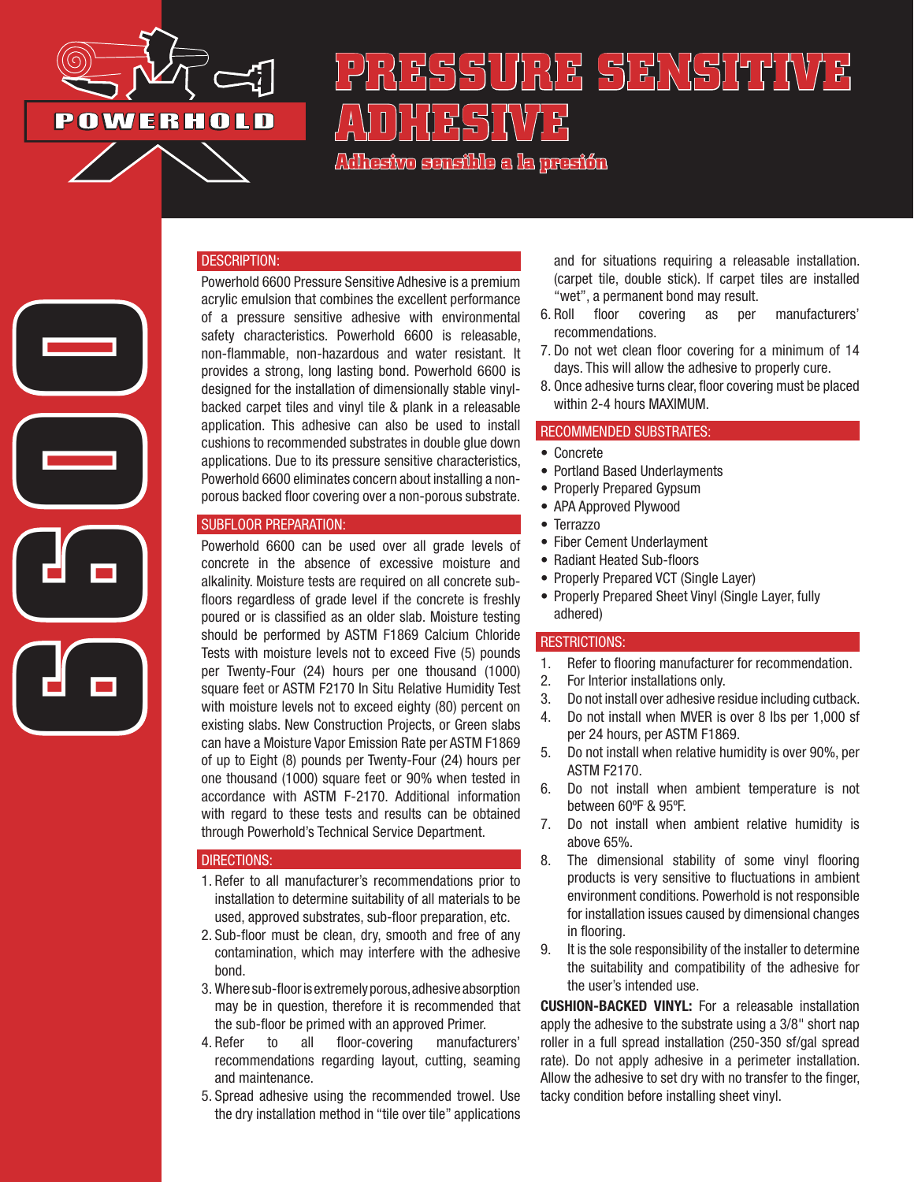# PRESSURE SENSITIVE ADHESIVE

### Adhesivo sensible a la presión

POWERHOLD

6600

## DESCRIPTION:

Powerhold 6600 Pressure Sensitive Adhesive is a premium acrylic emulsion that combines the excellent performance of a pressure sensitive adhesive with environmental safety characteristics. Powerhold 6600 is releasable, non-flammable, non-hazardous and water resistant. It provides a strong, long lasting bond. Powerhold 6600 is designed for the installation of dimensionally stable vinyl-backed carpet tiles and vinyl tile & plank in a releasable application. This adhesive can also be used to install cushions to recommended substrates in double glue down applications. Due to its pressure sensitive characteristics, Powerhold 6600 eliminates concern about installing a non-porous backed floor covering over a non-porous substrate.

## SUBFLOOR PREPARATION:

Powerhold 6600 can be used over all grade levels of concrete in the absence of excessive moisture and alkalinity. Moisture tests are required on all concrete sub-floors regardless of grade level if the concrete is freshly poured or is classified as an older slab. Moisture testing should be performed by ASTM F1869 Calcium Chloride Tests with moisture levels not to exceed Five (5) pounds per Twenty-Four (24) hours per one thousand (1000) square feet or ASTM F2170 In Situ Relative Humidity Test with moisture levels not to exceed eighty (80) percent on existing slabs. New Construction Projects, or Green slabs can have a Moisture Vapor Emission Rate per ASTM F1869 of up to Eight (8) pounds per Twenty-Four (24) hours per one thousand (1000) square feet or 90% when tested in accordance with ASTM F-2170. Additional information with regard to these tests and results can be obtained through Powerhold's Technical Service Department.

## DIRECTIONS:

1. Refer to all manufacturer's recommendations prior to installation to determine suitability of all materials to be used, approved substrates, sub-floor preparation, etc.
2. Sub-floor must be clean, dry, smooth and free of any contamination, which may interfere with the adhesive bond.
3. Where sub-floor is extremely porous, adhesive absorption may be in question, therefore it is recommended that the sub-floor be primed with an approved Primer.
4. Refer to all floor-covering manufacturers' recommendations regarding layout, cutting, seaming and maintenance.
5. Spread adhesive using the recommended trowel. Use the dry installation method in "tile over tile" applications and for situations requiring a releasable installation. (carpet tile, double stick). If carpet tiles are installed "wet", a permanent bond may result.
6. Roll floor covering as per manufacturers' recommendations.
7. Do not wet clean floor covering for a minimum of 14 days. This will allow the adhesive to properly cure.
8. Once adhesive turns clear, floor covering must be placed within 2-4 hours MAXIMUM.

## RECOMMENDED SUBSTRATES:

- Concrete
- Portland Based Underlayments
- Properly Prepared Gypsum
- APA Approved Plywood
- Terrazzo
- Fiber Cement Underlayment
- Radiant Heated Sub-floors
- Properly Prepared VCT (Single Layer)
- Properly Prepared Sheet Vinyl (Single Layer, fully adhered)

## RESTRICTIONS:

1. Refer to flooring manufacturer for recommendation.
2. For Interior installations only.
3. Do not install over adhesive residue including cutback.
4. Do not install when MVER is over 8 lbs per 1,000 sf per 24 hours, per ASTM F1869.
5. Do not install when relative humidity is over 90%, per ASTM F2170.
6. Do not install when ambient temperature is not between 60ºF & 95ºF.
7. Do not install when ambient relative humidity is above 65%.
8. The dimensional stability of some vinyl flooring products is very sensitive to fluctuations in ambient environment conditions. Powerhold is not responsible for installation issues caused by dimensional changes in flooring.
9. It is the sole responsibility of the installer to determine the suitability and compatibility of the adhesive for the user's intended use.

**CUSHION-BACKED VINYL:** For a releasable installation apply the adhesive to the substrate using a 3/8" short nap roller in a full spread installation (250-350 sf/gal spread rate). Do not apply adhesive in a perimeter installation. Allow the adhesive to set dry with no transfer to the finger, tacky condition before installing sheet vinyl.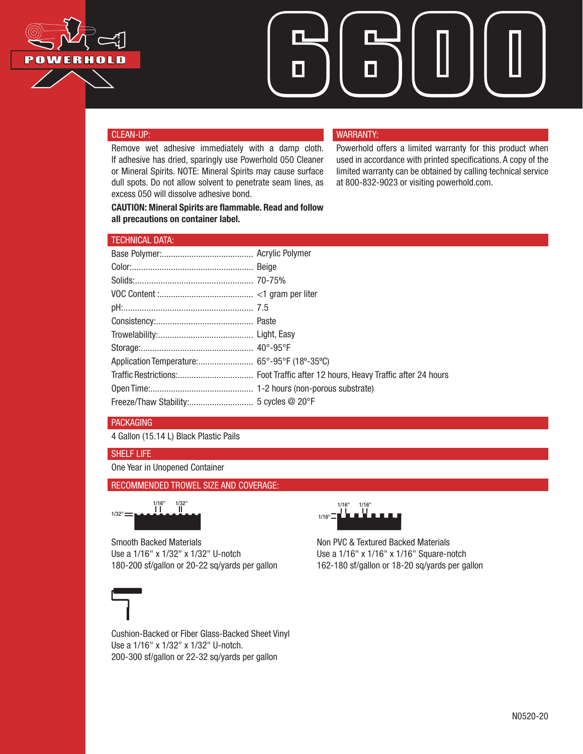# 6600

## CLEAN-UP:

Remove wet adhesive immediately with a damp cloth. If adhesive has dried, sparingly use Powerhold 050 Cleaner or Mineral Spirits. NOTE: Mineral Spirits may cause surface dull spots. Do not allow solvent to penetrate seam lines, as excess 050 will dissolve adhesive bond.

**CAUTION: Mineral Spirits are flammable. Read and follow all precautions on container label.**

## WARRANTY:

Powerhold offers a limited warranty for this product when used in accordance with printed specifications. A copy of the limited warranty can be obtained by calling technical service at 800-832-9023 or visiting powerhold.com.

## TECHNICAL DATA:

| | |
|---|---|
| Base Polymer: | Acrylic Polymer |
| Color: | Beige |
| Solids: | 70-75% |
| VOC Content : | <1 gram per liter |
| pH: | 7.5 |
| Consistency: | Paste |
| Trowelability: | Light, Easy |
| Storage: | 40°-95°F |
| Application Temperature: | 65°-95°F (18º-35ºC) |
| Traffic Restrictions: | Foot Traffic after 12 hours, Heavy Traffic after 24 hours |
| Open Time: | 1-2 hours (non-porous substrate) |
| Freeze/Thaw Stability: | 5 cycles @ 20°F |

## PACKAGING

4 Gallon (15.14 L) Black Plastic Pails

## SHELF LIFE

One Year in Unopened Container

## RECOMMENDED TROWEL SIZE AND COVERAGE:

1/16" 1/32" 1/32"

Smooth Backed Materials
Use a 1/16" x 1/32" x 1/32" U-notch
180-200 sf/gallon or 20-22 sq/yards per gallon

1/16" 1/16" 1/16"

Non PVC & Textured Backed Materials
Use a 1/16" x 1/16" x 1/16" Square-notch
162-180 sf/gallon or 18-20 sq/yards per gallon

Cushion-Backed or Fiber Glass-Backed Sheet Vinyl
Use a 1/16" x 1/32" x 1/32" U-notch.
200-300 sf/gallon or 22-32 sq/yards per gallon

N0520-20